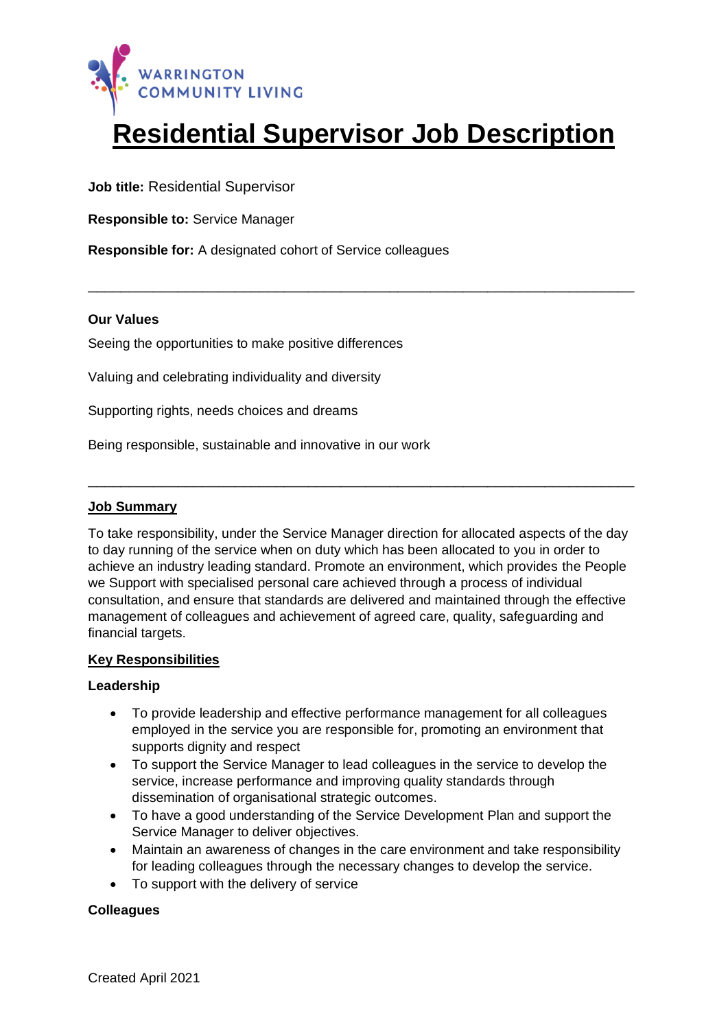WARRINGTON COMMUNITY LIVING

# Residential Supervisor Job Description

**Job title:** Residential Supervisor

**Responsible to:** Service Manager

**Responsible for:** A designated cohort of Service colleagues

---

**Our Values**

Seeing the opportunities to make positive differences

Valuing and celebrating individuality and diversity

Supporting rights, needs choices and dreams

Being responsible, sustainable and innovative in our work

---

## Job Summary

To take responsibility, under the Service Manager direction for allocated aspects of the day to day running of the service when on duty which has been allocated to you in order to achieve an industry leading standard. Promote an environment, which provides the People we Support with specialised personal care achieved through a process of individual consultation, and ensure that standards are delivered and maintained through the effective management of colleagues and achievement of agreed care, quality, safeguarding and financial targets.

## Key Responsibilities

### Leadership

- To provide leadership and effective performance management for all colleagues employed in the service you are responsible for, promoting an environment that supports dignity and respect
- To support the Service Manager to lead colleagues in the service to develop the service, increase performance and improving quality standards through dissemination of organisational strategic outcomes.
- To have a good understanding of the Service Development Plan and support the Service Manager to deliver objectives.
- Maintain an awareness of changes in the care environment and take responsibility for leading colleagues through the necessary changes to develop the service.
- To support with the delivery of service

### Colleagues

Created April 2021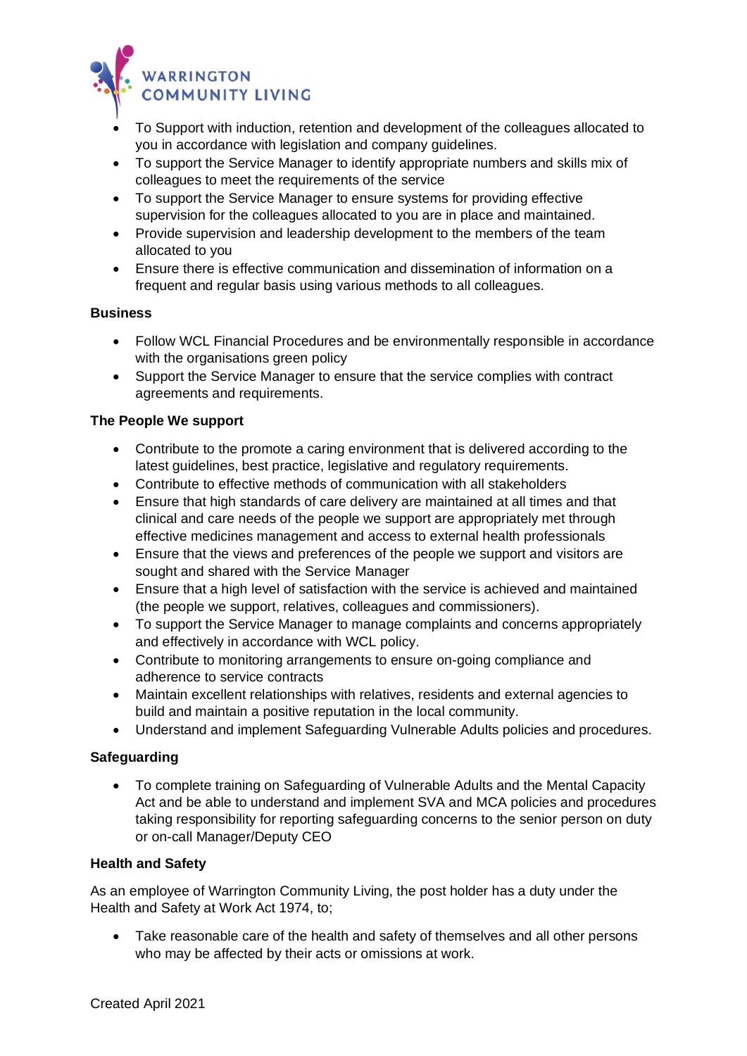- To Support with induction, retention and development of the colleagues allocated to you in accordance with legislation and company guidelines.
- To support the Service Manager to identify appropriate numbers and skills mix of colleagues to meet the requirements of the service
- To support the Service Manager to ensure systems for providing effective supervision for the colleagues allocated to you are in place and maintained.
- Provide supervision and leadership development to the members of the team allocated to you
- Ensure there is effective communication and dissemination of information on a frequent and regular basis using various methods to all colleagues.

**Business**

- Follow WCL Financial Procedures and be environmentally responsible in accordance with the organisations green policy
- Support the Service Manager to ensure that the service complies with contract agreements and requirements.

**The People We support**

- Contribute to the promote a caring environment that is delivered according to the latest guidelines, best practice, legislative and regulatory requirements.
- Contribute to effective methods of communication with all stakeholders
- Ensure that high standards of care delivery are maintained at all times and that clinical and care needs of the people we support are appropriately met through effective medicines management and access to external health professionals
- Ensure that the views and preferences of the people we support and visitors are sought and shared with the Service Manager
- Ensure that a high level of satisfaction with the service is achieved and maintained (the people we support, relatives, colleagues and commissioners).
- To support the Service Manager to manage complaints and concerns appropriately and effectively in accordance with WCL policy.
- Contribute to monitoring arrangements to ensure on-going compliance and adherence to service contracts
- Maintain excellent relationships with relatives, residents and external agencies to build and maintain a positive reputation in the local community.
- Understand and implement Safeguarding Vulnerable Adults policies and procedures.

**Safeguarding**

- To complete training on Safeguarding of Vulnerable Adults and the Mental Capacity Act and be able to understand and implement SVA and MCA policies and procedures taking responsibility for reporting safeguarding concerns to the senior person on duty or on-call Manager/Deputy CEO

**Health and Safety**

As an employee of Warrington Community Living, the post holder has a duty under the Health and Safety at Work Act 1974, to;

- Take reasonable care of the health and safety of themselves and all other persons who may be affected by their acts or omissions at work.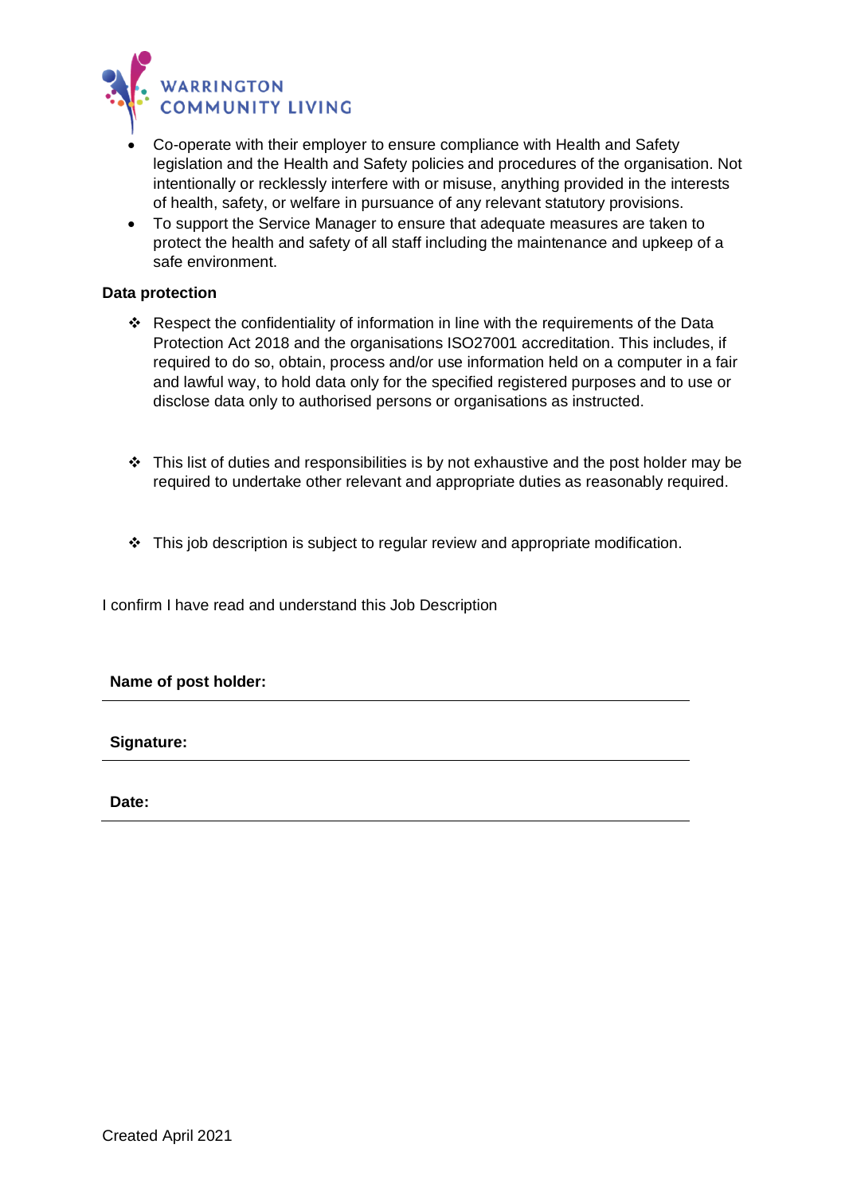- Co-operate with their employer to ensure compliance with Health and Safety legislation and the Health and Safety policies and procedures of the organisation. Not intentionally or recklessly interfere with or misuse, anything provided in the interests of health, safety, or welfare in pursuance of any relevant statutory provisions.
- To support the Service Manager to ensure that adequate measures are taken to protect the health and safety of all staff including the maintenance and upkeep of a safe environment.

**Data protection**

- Respect the confidentiality of information in line with the requirements of the Data Protection Act 2018 and the organisations ISO27001 accreditation. This includes, if required to do so, obtain, process and/or use information held on a computer in a fair and lawful way, to hold data only for the specified registered purposes and to use or disclose data only to authorised persons or organisations as instructed.

- This list of duties and responsibilities is by not exhaustive and the post holder may be required to undertake other relevant and appropriate duties as reasonably required.

- This job description is subject to regular review and appropriate modification.

I confirm I have read and understand this Job Description

**Name of post holder:**

---

**Signature:**

---

**Date:**

---

Created April 2021